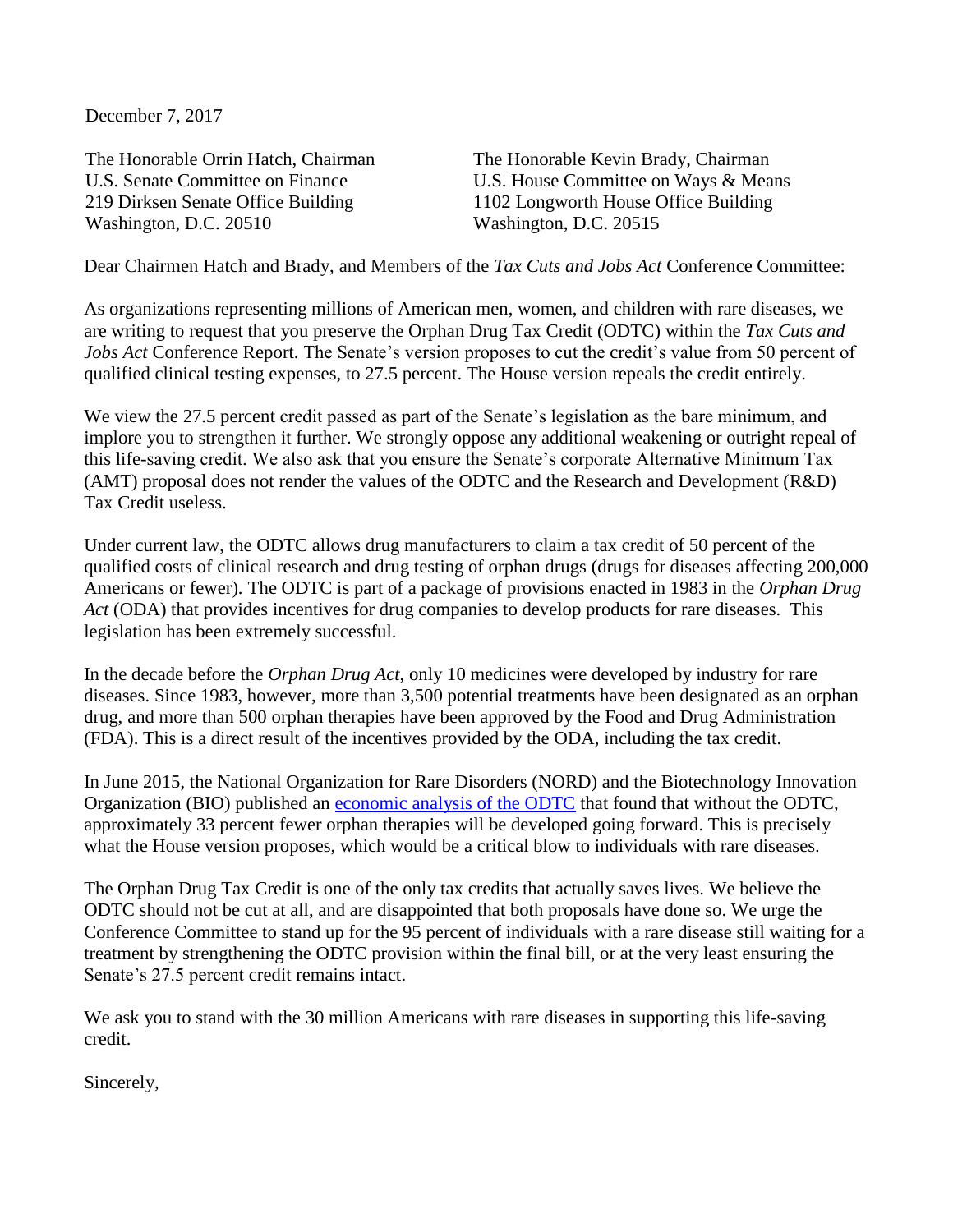December 7, 2017

The Honorable Orrin Hatch, Chairman
U.S. Senate Committee on Finance
219 Dirksen Senate Office Building
Washington, D.C. 20510

The Honorable Kevin Brady, Chairman
U.S. House Committee on Ways & Means
1102 Longworth House Office Building
Washington, D.C. 20515

Dear Chairmen Hatch and Brady, and Members of the *Tax Cuts and Jobs Act* Conference Committee:

As organizations representing millions of American men, women, and children with rare diseases, we are writing to request that you preserve the Orphan Drug Tax Credit (ODTC) within the *Tax Cuts and Jobs Act* Conference Report. The Senate's version proposes to cut the credit's value from 50 percent of qualified clinical testing expenses, to 27.5 percent. The House version repeals the credit entirely.

We view the 27.5 percent credit passed as part of the Senate's legislation as the bare minimum, and implore you to strengthen it further. We strongly oppose any additional weakening or outright repeal of this life-saving credit. We also ask that you ensure the Senate's corporate Alternative Minimum Tax (AMT) proposal does not render the values of the ODTC and the Research and Development (R&D) Tax Credit useless.

Under current law, the ODTC allows drug manufacturers to claim a tax credit of 50 percent of the qualified costs of clinical research and drug testing of orphan drugs (drugs for diseases affecting 200,000 Americans or fewer). The ODTC is part of a package of provisions enacted in 1983 in the *Orphan Drug Act* (ODA) that provides incentives for drug companies to develop products for rare diseases. This legislation has been extremely successful.

In the decade before the *Orphan Drug Act*, only 10 medicines were developed by industry for rare diseases. Since 1983, however, more than 3,500 potential treatments have been designated as an orphan drug, and more than 500 orphan therapies have been approved by the Food and Drug Administration (FDA). This is a direct result of the incentives provided by the ODA, including the tax credit.

In June 2015, the National Organization for Rare Disorders (NORD) and the Biotechnology Innovation Organization (BIO) published an economic analysis of the ODTC that found that without the ODTC, approximately 33 percent fewer orphan therapies will be developed going forward. This is precisely what the House version proposes, which would be a critical blow to individuals with rare diseases.

The Orphan Drug Tax Credit is one of the only tax credits that actually saves lives. We believe the ODTC should not be cut at all, and are disappointed that both proposals have done so. We urge the Conference Committee to stand up for the 95 percent of individuals with a rare disease still waiting for a treatment by strengthening the ODTC provision within the final bill, or at the very least ensuring the Senate's 27.5 percent credit remains intact.

We ask you to stand with the 30 million Americans with rare diseases in supporting this life-saving credit.

Sincerely,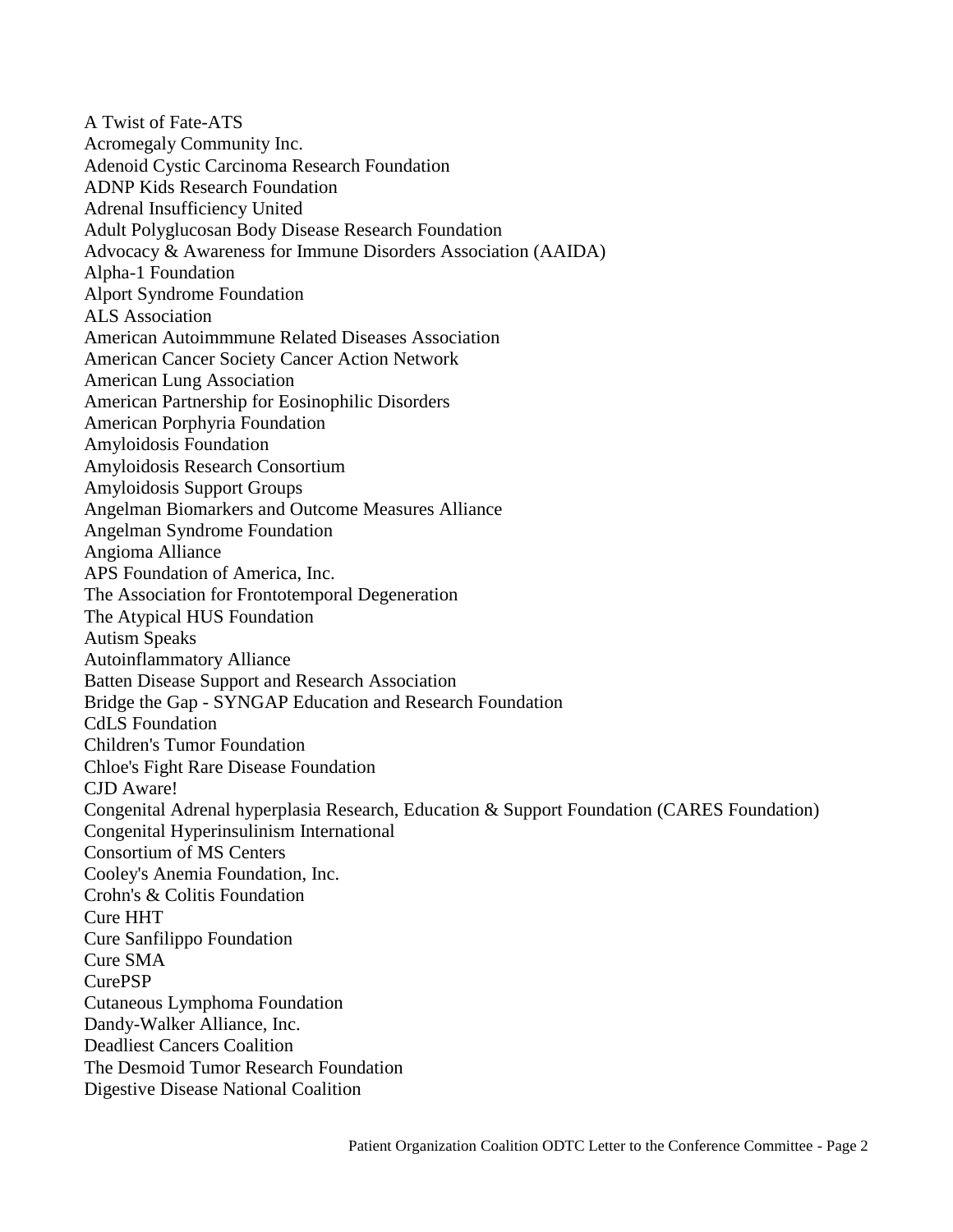A Twist of Fate-ATS
Acromegaly Community Inc.
Adenoid Cystic Carcinoma Research Foundation
ADNP Kids Research Foundation
Adrenal Insufficiency United
Adult Polyglucosan Body Disease Research Foundation
Advocacy & Awareness for Immune Disorders Association (AAIDA)
Alpha-1 Foundation
Alport Syndrome Foundation
ALS Association
American Autoimmmune Related Diseases Association
American Cancer Society Cancer Action Network
American Lung Association
American Partnership for Eosinophilic Disorders
American Porphyria Foundation
Amyloidosis Foundation
Amyloidosis Research Consortium
Amyloidosis Support Groups
Angelman Biomarkers and Outcome Measures Alliance
Angelman Syndrome Foundation
Angioma Alliance
APS Foundation of America, Inc.
The Association for Frontotemporal Degeneration
The Atypical HUS Foundation
Autism Speaks
Autoinflammatory Alliance
Batten Disease Support and Research Association
Bridge the Gap - SYNGAP Education and Research Foundation
CdLS Foundation
Children's Tumor Foundation
Chloe's Fight Rare Disease Foundation
CJD Aware!
Congenital Adrenal hyperplasia Research, Education & Support Foundation (CARES Foundation)
Congenital Hyperinsulinism International
Consortium of MS Centers
Cooley's Anemia Foundation, Inc.
Crohn's & Colitis Foundation
Cure HHT
Cure Sanfilippo Foundation
Cure SMA
CurePSP
Cutaneous Lymphoma Foundation
Dandy-Walker Alliance, Inc.
Deadliest Cancers Coalition
The Desmoid Tumor Research Foundation
Digestive Disease National Coalition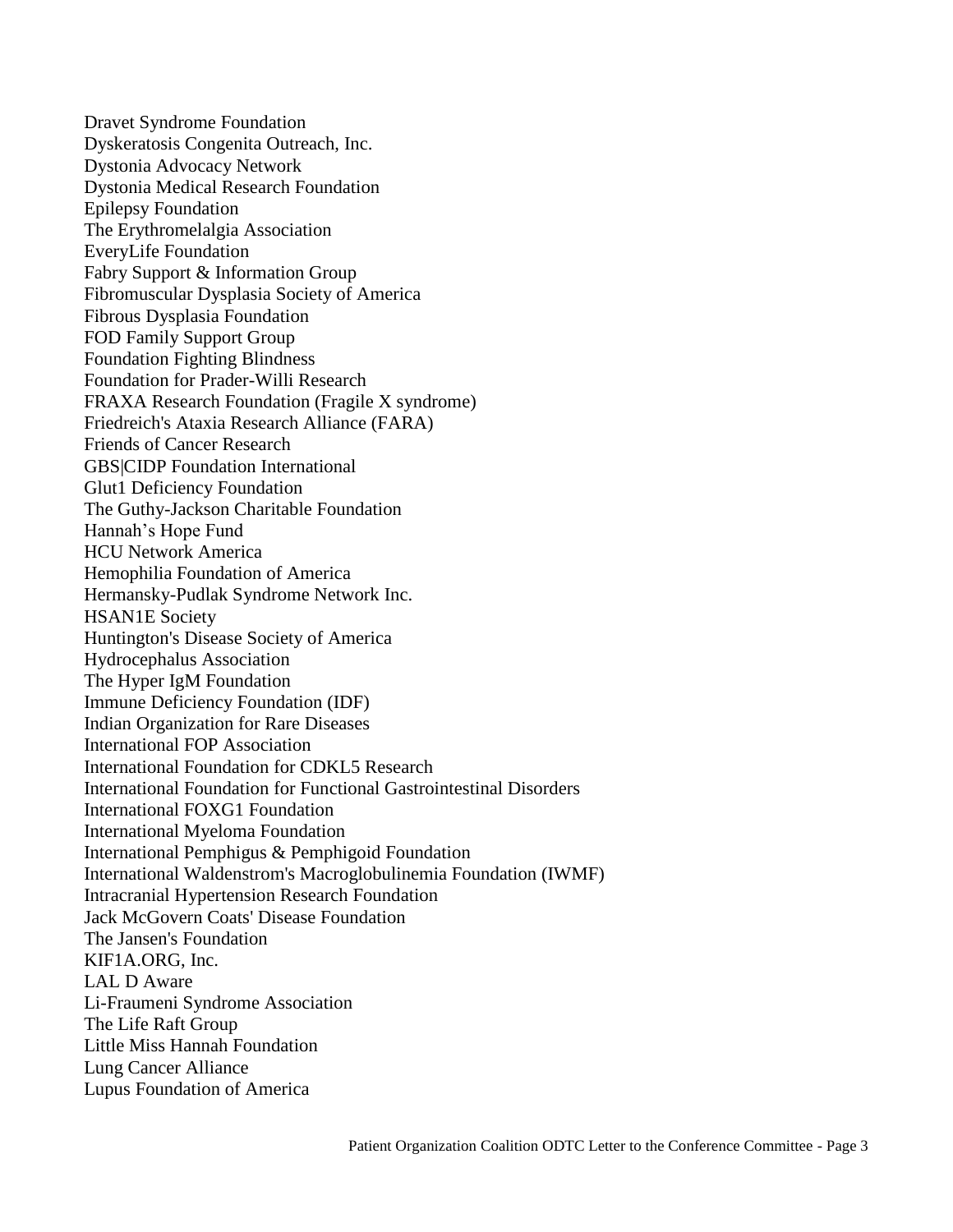Dravet Syndrome Foundation
Dyskeratosis Congenita Outreach, Inc.
Dystonia Advocacy Network
Dystonia Medical Research Foundation
Epilepsy Foundation
The Erythromelalgia Association
EveryLife Foundation
Fabry Support & Information Group
Fibromuscular Dysplasia Society of America
Fibrous Dysplasia Foundation
FOD Family Support Group
Foundation Fighting Blindness
Foundation for Prader-Willi Research
FRAXA Research Foundation (Fragile X syndrome)
Friedreich's Ataxia Research Alliance (FARA)
Friends of Cancer Research
GBS|CIDP Foundation International
Glut1 Deficiency Foundation
The Guthy-Jackson Charitable Foundation
Hannah's Hope Fund
HCU Network America
Hemophilia Foundation of America
Hermansky-Pudlak Syndrome Network Inc.
HSAN1E Society
Huntington's Disease Society of America
Hydrocephalus Association
The Hyper IgM Foundation
Immune Deficiency Foundation (IDF)
Indian Organization for Rare Diseases
International FOP Association
International Foundation for CDKL5 Research
International Foundation for Functional Gastrointestinal Disorders
International FOXG1 Foundation
International Myeloma Foundation
International Pemphigus & Pemphigoid Foundation
International Waldenstrom's Macroglobulinemia Foundation (IWMF)
Intracranial Hypertension Research Foundation
Jack McGovern Coats' Disease Foundation
The Jansen's Foundation
KIF1A.ORG, Inc.
LAL D Aware
Li-Fraumeni Syndrome Association
The Life Raft Group
Little Miss Hannah Foundation
Lung Cancer Alliance
Lupus Foundation of America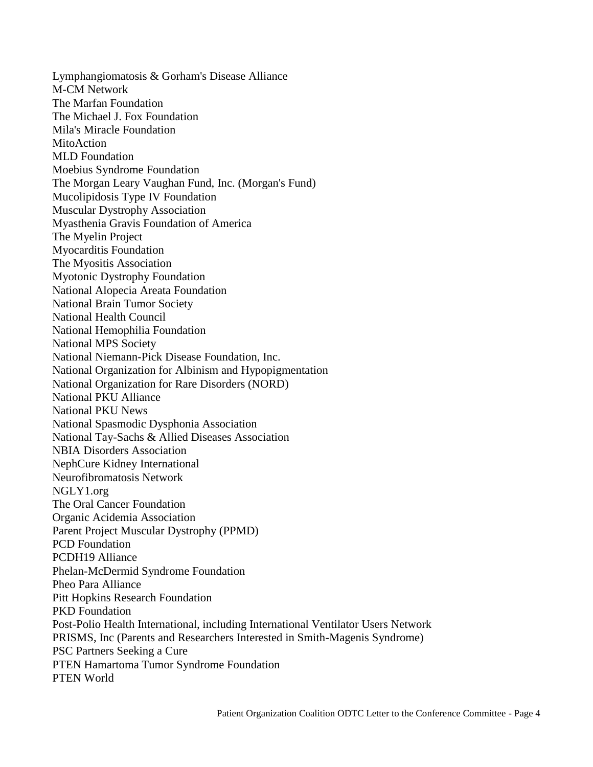Lymphangiomatosis & Gorham's Disease Alliance
M-CM Network
The Marfan Foundation
The Michael J. Fox Foundation
Mila's Miracle Foundation
MitoAction
MLD Foundation
Moebius Syndrome Foundation
The Morgan Leary Vaughan Fund, Inc. (Morgan's Fund)
Mucolipidosis Type IV Foundation
Muscular Dystrophy Association
Myasthenia Gravis Foundation of America
The Myelin Project
Myocarditis Foundation
The Myositis Association
Myotonic Dystrophy Foundation
National Alopecia Areata Foundation
National Brain Tumor Society
National Health Council
National Hemophilia Foundation
National MPS Society
National Niemann-Pick Disease Foundation, Inc.
National Organization for Albinism and Hypopigmentation
National Organization for Rare Disorders (NORD)
National PKU Alliance
National PKU News
National Spasmodic Dysphonia Association
National Tay-Sachs & Allied Diseases Association
NBIA Disorders Association
NephCure Kidney International
Neurofibromatosis Network
NGLY1.org
The Oral Cancer Foundation
Organic Acidemia Association
Parent Project Muscular Dystrophy (PPMD)
PCD Foundation
PCDH19 Alliance
Phelan-McDermid Syndrome Foundation
Pheo Para Alliance
Pitt Hopkins Research Foundation
PKD Foundation
Post-Polio Health International, including International Ventilator Users Network
PRISMS, Inc (Parents and Researchers Interested in Smith-Magenis Syndrome)
PSC Partners Seeking a Cure
PTEN Hamartoma Tumor Syndrome Foundation
PTEN World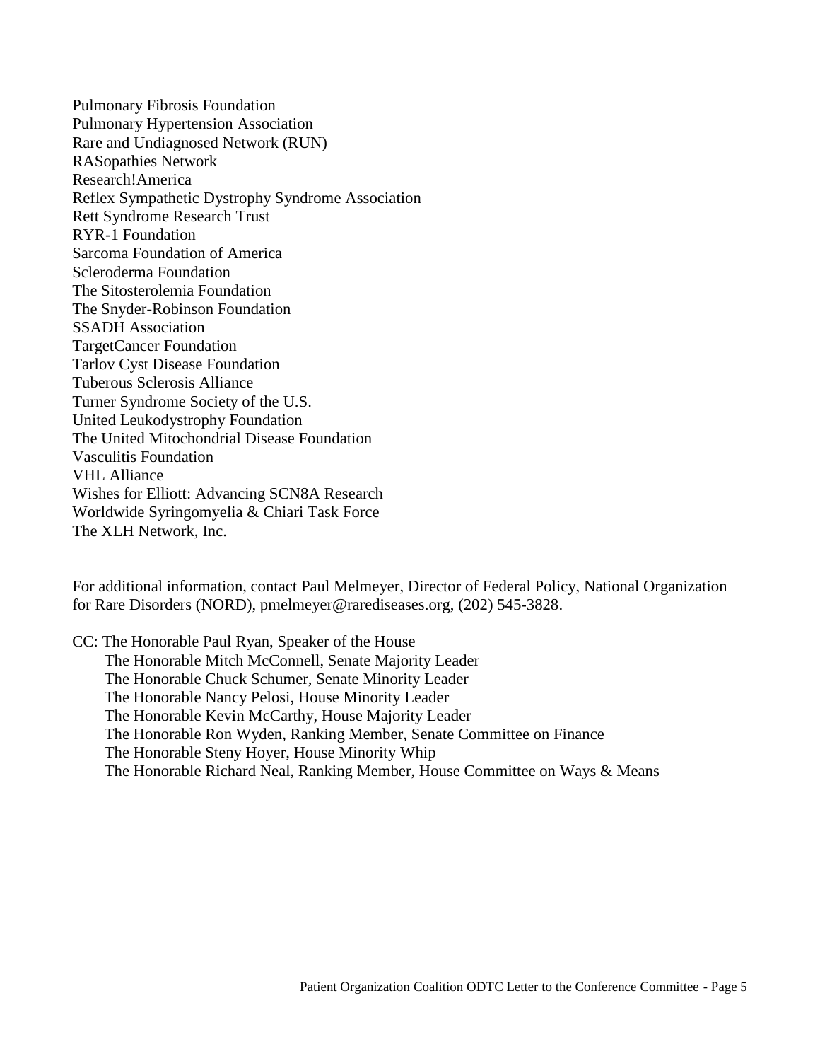Pulmonary Fibrosis Foundation
Pulmonary Hypertension Association
Rare and Undiagnosed Network (RUN)
RASopathies Network
Research!America
Reflex Sympathetic Dystrophy Syndrome Association
Rett Syndrome Research Trust
RYR-1 Foundation
Sarcoma Foundation of America
Scleroderma Foundation
The Sitosterolemia Foundation
The Snyder-Robinson Foundation
SSADH Association
TargetCancer Foundation
Tarlov Cyst Disease Foundation
Tuberous Sclerosis Alliance
Turner Syndrome Society of the U.S.
United Leukodystrophy Foundation
The United Mitochondrial Disease Foundation
Vasculitis Foundation
VHL Alliance
Wishes for Elliott: Advancing SCN8A Research
Worldwide Syringomyelia & Chiari Task Force
The XLH Network, Inc.

For additional information, contact Paul Melmeyer, Director of Federal Policy, National Organization for Rare Disorders (NORD), pmelmeyer@rarediseases.org, (202) 545-3828.

CC: The Honorable Paul Ryan, Speaker of the House
The Honorable Mitch McConnell, Senate Majority Leader
The Honorable Chuck Schumer, Senate Minority Leader
The Honorable Nancy Pelosi, House Minority Leader
The Honorable Kevin McCarthy, House Majority Leader
The Honorable Ron Wyden, Ranking Member, Senate Committee on Finance
The Honorable Steny Hoyer, House Minority Whip
The Honorable Richard Neal, Ranking Member, House Committee on Ways & Means